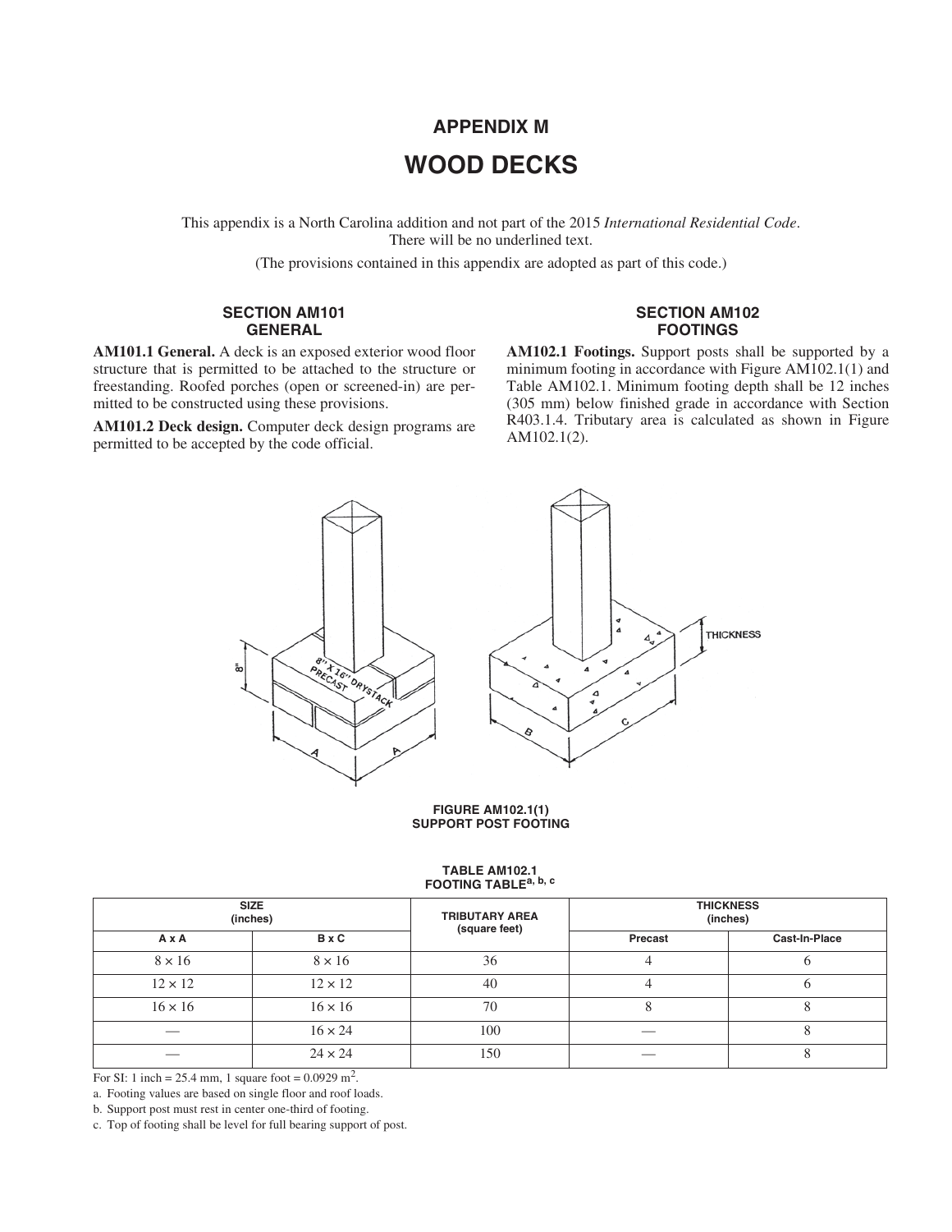# APPENDIX M

# WOOD DECKS

This appendix is a North Carolina addition and not part of the 2015 *International Residential Code*. There will be no underlined text.

(The provisions contained in this appendix are adopted as part of this code.)

## SECTION AM101 GENERAL

**AM101.1 General.** A deck is an exposed exterior wood floor structure that is permitted to be attached to the structure or freestanding. Roofed porches (open or screened-in) are permitted to be constructed using these provisions.

**AM101.2 Deck design.** Computer deck design programs are permitted to be accepted by the code official.

## SECTION AM102 FOOTINGS

**AM102.1 Footings.** Support posts shall be supported by a minimum footing in accordance with Figure AM102.1(1) and Table AM102.1. Minimum footing depth shall be 12 inches (305 mm) below finished grade in accordance with Section R403.1.4. Tributary area is calculated as shown in Figure AM102.1(2).

8"

8" X 16" DRYSTACK PRECAST

A

A

THICKNESS

B

C

**FIGURE AM102.1(1) SUPPORT POST FOOTING**

**TABLE AM102.1 FOOTING TABLE[a, b, c]**

| SIZE (inches) | | TRIBUTARY AREA (square feet) | THICKNESS (inches) | |
|---|---|---|---|---|
| A x A | B x C | | Precast | Cast-In-Place |
| 8 × 16 | 8 × 16 | 36 | 4 | 6 |
| 12 × 12 | 12 × 12 | 40 | 4 | 6 |
| 16 × 16 | 16 × 16 | 70 | 8 | 8 |
| — | 16 × 24 | 100 | — | 8 |
| — | 24 × 24 | 150 | — | 8 |

For SI: 1 inch = 25.4 mm, 1 square foot = 0.0929 $m^2$.

a. Footing values are based on single floor and roof loads.

b. Support post must rest in center one-third of footing.

c. Top of footing shall be level for full bearing support of post.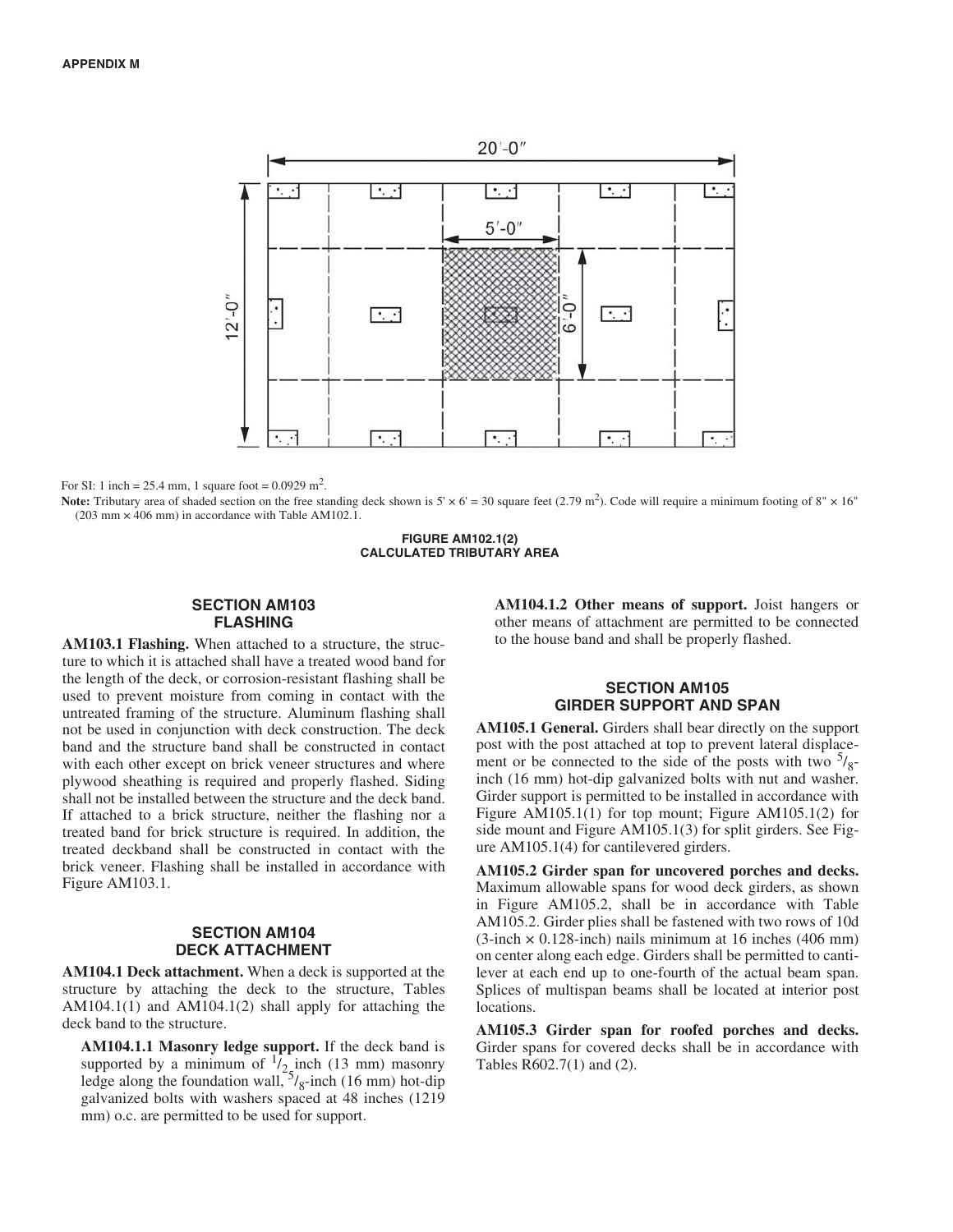20'-0"

5'-0"

12'-0"

6'-0"

For SI: 1 inch = 25.4 mm, 1 square foot = 0.0929 m$^2$.

**Note:** Tributary area of shaded section on the free standing deck shown is 5' × 6' = 30 square feet (2.79 m$^2$). Code will require a minimum footing of 8" × 16" (203 mm × 406 mm) in accordance with Table AM102.1.

**FIGURE AM102.1(2)**
**CALCULATED TRIBUTARY AREA**

## SECTION AM103 FLASHING

**AM103.1 Flashing.** When attached to a structure, the structure to which it is attached shall have a treated wood band for the length of the deck, or corrosion-resistant flashing shall be used to prevent moisture from coming in contact with the untreated framing of the structure. Aluminum flashing shall not be used in conjunction with deck construction. The deck band and the structure band shall be constructed in contact with each other except on brick veneer structures and where plywood sheathing is required and properly flashed. Siding shall not be installed between the structure and the deck band. If attached to a brick structure, neither the flashing nor a treated band for brick structure is required. In addition, the treated deckband shall be constructed in contact with the brick veneer. Flashing shall be installed in accordance with Figure AM103.1.

## SECTION AM104 DECK ATTACHMENT

**AM104.1 Deck attachment.** When a deck is supported at the structure by attaching the deck to the structure, Tables AM104.1(1) and AM104.1(2) shall apply for attaching the deck band to the structure.

**AM104.1.1 Masonry ledge support.** If the deck band is supported by a minimum of $^1/_2$ inch (13 mm) masonry ledge along the foundation wall, $^5/_8$-inch (16 mm) hot-dip galvanized bolts with washers spaced at 48 inches (1219 mm) o.c. are permitted to be used for support.

**AM104.1.2 Other means of support.** Joist hangers or other means of attachment are permitted to be connected to the house band and shall be properly flashed.

## SECTION AM105 GIRDER SUPPORT AND SPAN

**AM105.1 General.** Girders shall bear directly on the support post with the post attached at top to prevent lateral displacement or be connected to the side of the posts with two $^5/_8$-inch (16 mm) hot-dip galvanized bolts with nut and washer. Girder support is permitted to be installed in accordance with Figure AM105.1(1) for top mount; Figure AM105.1(2) for side mount and Figure AM105.1(3) for split girders. See Figure AM105.1(4) for cantilevered girders.

**AM105.2 Girder span for uncovered porches and decks.** Maximum allowable spans for wood deck girders, as shown in Figure AM105.2, shall be in accordance with Table AM105.2. Girder plies shall be fastened with two rows of 10d (3-inch × 0.128-inch) nails minimum at 16 inches (406 mm) on center along each edge. Girders shall be permitted to cantilever at each end up to one-fourth of the actual beam span. Splices of multispan beams shall be located at interior post locations.

**AM105.3 Girder span for roofed porches and decks.** Girder spans for covered decks shall be in accordance with Tables R602.7(1) and (2).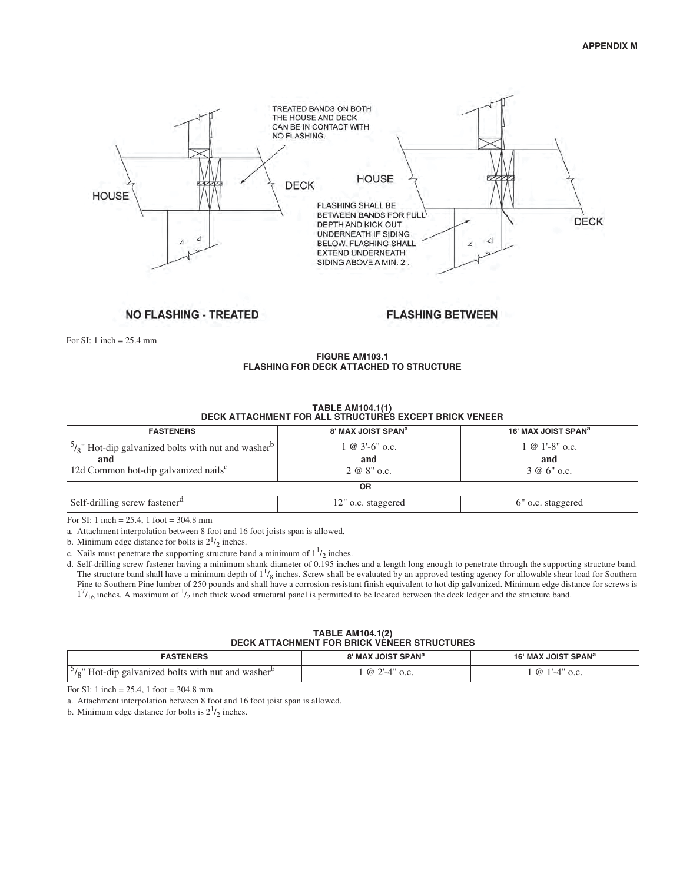TREATED BANDS ON BOTH THE HOUSE AND DECK CAN BE IN CONTACT WITH NO FLASHING.

HOUSE

DECK

FLASHING SHALL BE BETWEEN BANDS FOR FULL DEPTH AND KICK OUT UNDERNEATH IF SIDING BELOW. FLASHING SHALL EXTEND UNDERNEATH SIDING ABOVE A MIN. 2 .

HOUSE

DECK

NO FLASHING - TREATED

FLASHING BETWEEN

For SI: 1 inch = 25.4 mm

**FIGURE AM103.1**
**FLASHING FOR DECK ATTACHED TO STRUCTURE**

**TABLE AM104.1(1)**
**DECK ATTACHMENT FOR ALL STRUCTURES EXCEPT BRICK VENEER**

| FASTENERS | 8' MAX JOIST SPAN[a] | 16' MAX JOIST SPAN[a] |
|---|---|---|
| 5/8" Hot-dip galvanized bolts with nut and washer[b] **and** 12d Common hot-dip galvanized nails[c] | 1 @ 3'-6" o.c. **and** 2 @ 8" o.c. | 1 @ 1'-8" o.c. **and** 3 @ 6" o.c. |
| **OR** | | |
| Self-drilling screw fastener[d] | 12" o.c. staggered | 6" o.c. staggered |

For SI: 1 inch = 25.4, 1 foot = 304.8 mm

a. Attachment interpolation between 8 foot and 16 foot joists span is allowed.

b. Minimum edge distance for bolts is 2 1/2 inches.

c. Nails must penetrate the supporting structure band a minimum of 1 1/2 inches.

d. Self-drilling screw fastener having a minimum shank diameter of 0.195 inches and a length long enough to penetrate through the supporting structure band. The structure band shall have a minimum depth of 1 1/8 inches. Screw shall be evaluated by an approved testing agency for allowable shear load for Southern Pine to Southern Pine lumber of 250 pounds and shall have a corrosion-resistant finish equivalent to hot dip galvanized. Minimum edge distance for screws is 1 7/16 inches. A maximum of 1/2 inch thick wood structural panel is permitted to be located between the deck ledger and the structure band.

**TABLE AM104.1(2)**
**DECK ATTACHMENT FOR BRICK VENEER STRUCTURES**

| FASTENERS | 8' MAX JOIST SPAN[a] | 16' MAX JOIST SPAN[a] |
|---|---|---|
| 5/8" Hot-dip galvanized bolts with nut and washer[b] | 1 @ 2'-4" o.c. | 1 @ 1'-4" o.c. |

For SI: 1 inch = 25.4, 1 foot = 304.8 mm.

a. Attachment interpolation between 8 foot and 16 foot joist span is allowed.

b. Minimum edge distance for bolts is 2 1/2 inches.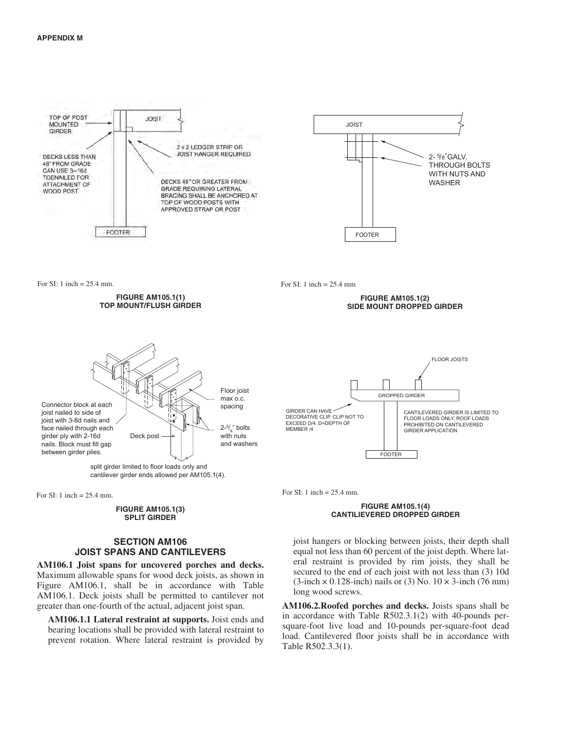TOP OF POST MOUNTED GIRDER

JOIST

2 x 2 LEDGER STRIP OR JOIST HANGER REQUIRED

DECKS LESS THAN 48" FROM GRADE CAN USE 3–16d TOENAILED FOR ATTACHMENT OF WOOD POST

DECKS 48" OR GREATER FROM GRADE REQUIRING LATERAL BRACING SHALL BE ANCHORED AT TOP OF WOOD POSTS WITH APPROVED STRAP OR POST

FOOTER

For SI: 1 inch = 25.4 mm.

**FIGURE AM105.1(1)**
**TOP MOUNT/FLUSH GIRDER**

JOIST

2- 5/8" GALV. THROUGH BOLTS WITH NUTS AND WASHER

FOOTER

For SI: 1 inch = 25.4 mm

**FIGURE AM105.1(2)**
**SIDE MOUNT DROPPED GIRDER**

Connector block at each joist nailed to side of joist with 3-8d nails and face nailed through each girder ply with 2-16d nails. Block must fill gap between girder plies.

Deck post

Floor joist max o.c. spacing

2-5/8" bolts with nuts and washers

split girder limited to floor loads only and cantilever girder ends allowed per AM105.1(4).

For SI: 1 inch = 25.4 mm.

**FIGURE AM105.1(3)**
**SPLIT GIRDER**

FLOOR JOISTS

DROPPED GIRDER

GIRDER CAN HAVE DECORATIVE CLIP. CLIP NOT TO EXCEED D/4. D=DEPTH OF MEMBER /4

CANTILEVERED GIRDER IS LIMITED TO FLOOR LOADS ONLY, ROOF LOADS PROHIBITED ON CANTILEVERED GIRDER APPLICATION

FOOTER

For SI: 1 inch = 25.4 mm.

**FIGURE AM105.1(4)**
**CANTILIEVERED DROPPED GIRDER**

## SECTION AM106
## JOIST SPANS AND CANTILEVERS

**AM106.1 Joist spans for uncovered porches and decks.** Maximum allowable spans for wood deck joists, as shown in Figure AM106.1, shall be in accordance with Table AM106.1. Deck joists shall be permitted to cantilever not greater than one-fourth of the actual, adjacent joist span.

**AM106.1.1 Lateral restraint at supports.** Joist ends and bearing locations shall be provided with lateral restraint to prevent rotation. Where lateral restraint is provided by joist hangers or blocking between joists, their depth shall equal not less than 60 percent of the joist depth. Where lateral restraint is provided by rim joists, they shall be secured to the end of each joist with not less than (3) 10d (3-inch × 0.128-inch) nails or (3) No. 10 × 3-inch (76 mm) long wood screws.

**AM106.2.Roofed porches and decks.** Joists spans shall be in accordance with Table R502.3.1(2) with 40-pounds per-square-foot live load and 10-pounds per-square-foot dead load. Cantilevered floor joists shall be in accordance with Table R502.3.3(1).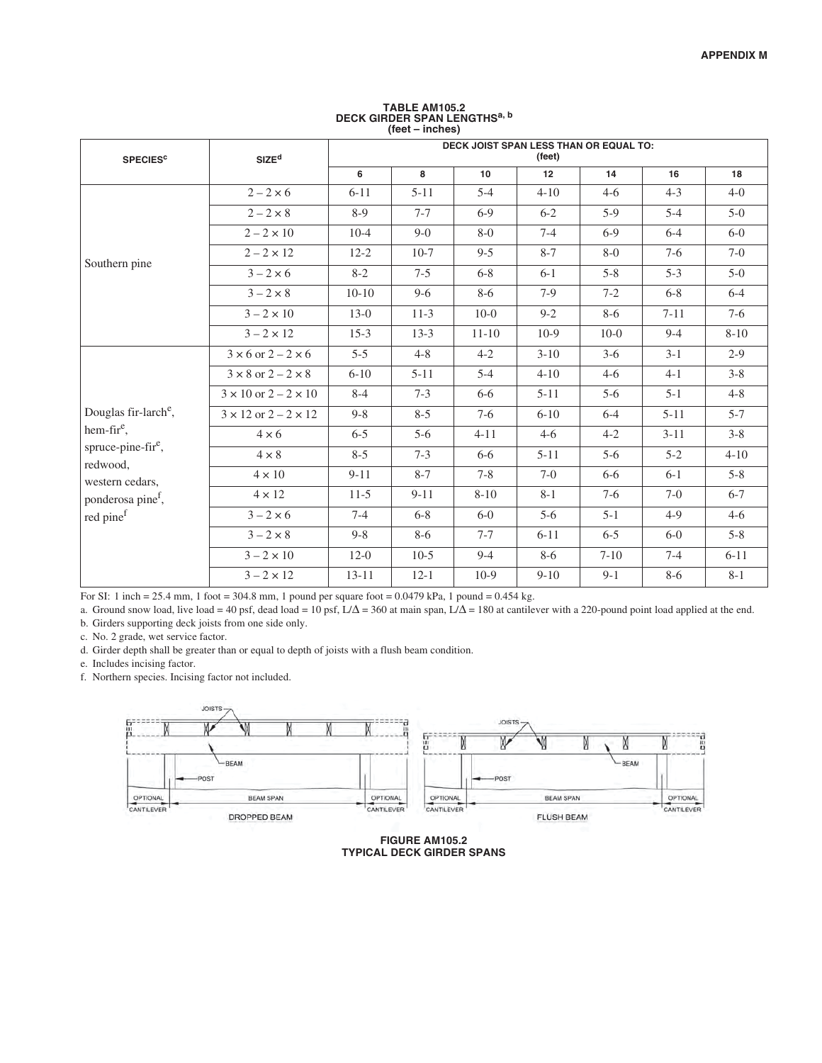**TABLE AM105.2**
**DECK GIRDER SPAN LENGTHS[a, b]**
**(feet – inches)**

| SPECIES[c] | SIZE[d] | DECK JOIST SPAN LESS THAN OR EQUAL TO: (feet) | | | | | | |
|---|---|---|---|---|---|---|---|---|
| | | 6 | 8 | 10 | 12 | 14 | 16 | 18 |
| Southern pine | 2 – 2 × 6 | 6-11 | 5-11 | 5-4 | 4-10 | 4-6 | 4-3 | 4-0 |
| | 2 – 2 × 8 | 8-9 | 7-7 | 6-9 | 6-2 | 5-9 | 5-4 | 5-0 |
| | 2 – 2 × 10 | 10-4 | 9-0 | 8-0 | 7-4 | 6-9 | 6-4 | 6-0 |
| | 2 – 2 × 12 | 12-2 | 10-7 | 9-5 | 8-7 | 8-0 | 7-6 | 7-0 |
| | 3 – 2 × 6 | 8-2 | 7-5 | 6-8 | 6-1 | 5-8 | 5-3 | 5-0 |
| | 3 – 2 × 8 | 10-10 | 9-6 | 8-6 | 7-9 | 7-2 | 6-8 | 6-4 |
| | 3 – 2 × 10 | 13-0 | 11-3 | 10-0 | 9-2 | 8-6 | 7-11 | 7-6 |
| | 3 – 2 × 12 | 15-3 | 13-3 | 11-10 | 10-9 | 10-0 | 9-4 | 8-10 |
| Douglas fir-larch[e], hem-fir[e], spruce-pine-fir[e], redwood, western cedars, ponderosa pine[f], red pine[f] | 3 × 6 or 2 – 2 × 6 | 5-5 | 4-8 | 4-2 | 3-10 | 3-6 | 3-1 | 2-9 |
| | 3 × 8 or 2 – 2 × 8 | 6-10 | 5-11 | 5-4 | 4-10 | 4-6 | 4-1 | 3-8 |
| | 3 × 10 or 2 – 2 × 10 | 8-4 | 7-3 | 6-6 | 5-11 | 5-6 | 5-1 | 4-8 |
| | 3 × 12 or 2 – 2 × 12 | 9-8 | 8-5 | 7-6 | 6-10 | 6-4 | 5-11 | 5-7 |
| | 4 × 6 | 6-5 | 5-6 | 4-11 | 4-6 | 4-2 | 3-11 | 3-8 |
| | 4 × 8 | 8-5 | 7-3 | 6-6 | 5-11 | 5-6 | 5-2 | 4-10 |
| | 4 × 10 | 9-11 | 8-7 | 7-8 | 7-0 | 6-6 | 6-1 | 5-8 |
| | 4 × 12 | 11-5 | 9-11 | 8-10 | 8-1 | 7-6 | 7-0 | 6-7 |
| | 3 – 2 × 6 | 7-4 | 6-8 | 6-0 | 5-6 | 5-1 | 4-9 | 4-6 |
| | 3 – 2 × 8 | 9-8 | 8-6 | 7-7 | 6-11 | 6-5 | 6-0 | 5-8 |
| | 3 – 2 × 10 | 12-0 | 10-5 | 9-4 | 8-6 | 7-10 | 7-4 | 6-11 |
| | 3 – 2 × 12 | 13-11 | 12-1 | 10-9 | 9-10 | 9-1 | 8-6 | 8-1 |

For SI: 1 inch = 25.4 mm, 1 foot = 304.8 mm, 1 pound per square foot = 0.0479 kPa, 1 pound = 0.454 kg.

a. Ground snow load, live load = 40 psf, dead load = 10 psf, $L/\Delta = 360$ at main span, $L/\Delta = 180$ at cantilever with a 220-pound point load applied at the end.

b. Girders supporting deck joists from one side only.

c. No. 2 grade, wet service factor.

d. Girder depth shall be greater than or equal to depth of joists with a flush beam condition.

e. Includes incising factor.

f. Northern species. Incising factor not included.

JOISTS
BEAM
POST
OPTIONAL CANTILEVER
BEAM SPAN
OPTIONAL CANTILEVER
DROPPED BEAM

JOISTS
BEAM
POST
OPTIONAL CANTILEVER
BEAM SPAN
OPTIONAL CANTILEVER
FLUSH BEAM

**FIGURE AM105.2**
**TYPICAL DECK GIRDER SPANS**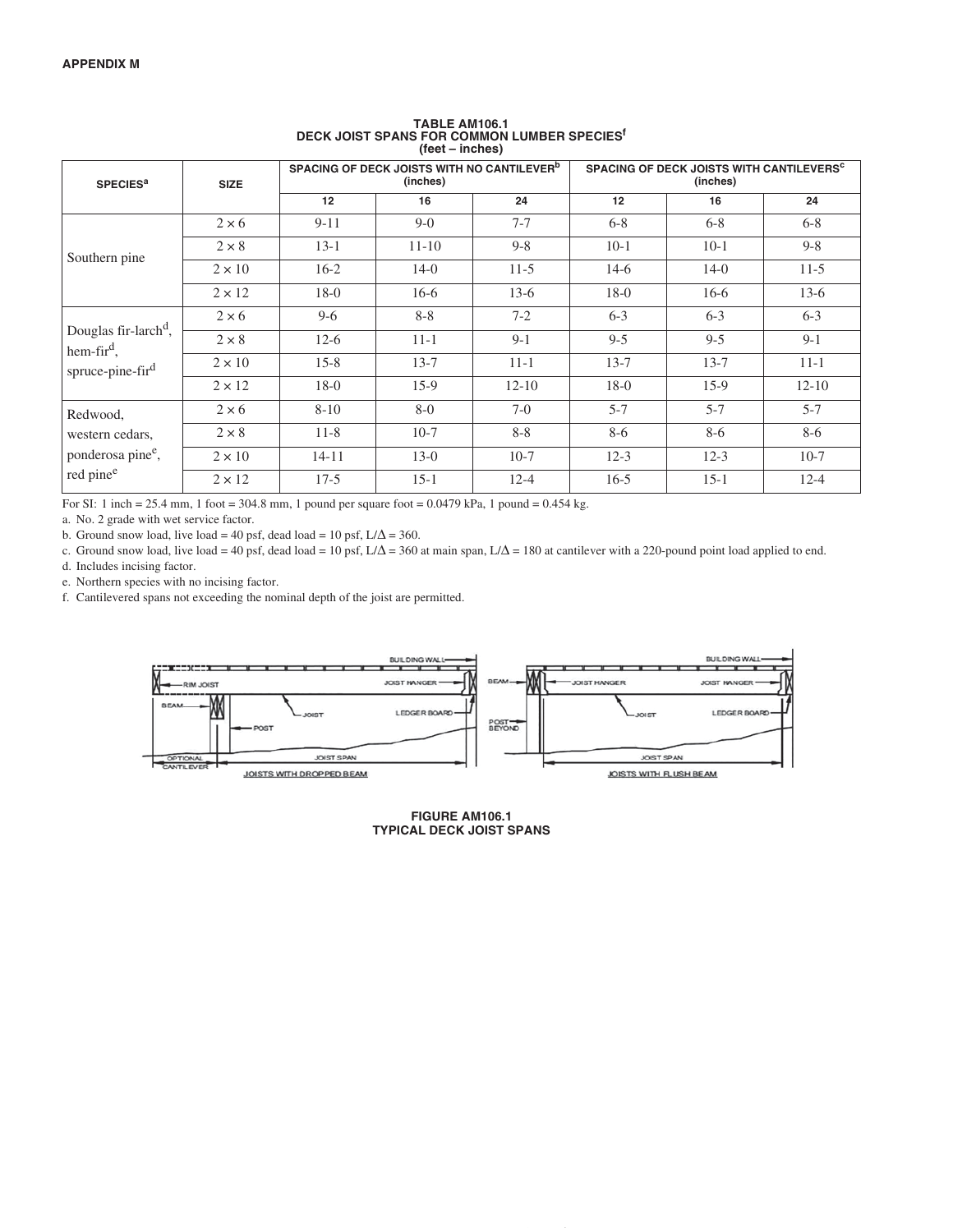**TABLE AM106.1**
**DECK JOIST SPANS FOR COMMON LUMBER SPECIES[f]**
**(feet – inches)**

| SPECIES[a] | SIZE | SPACING OF DECK JOISTS WITH NO CANTILEVER[b] (inches) | | | SPACING OF DECK JOISTS WITH CANTILEVERS[c] (inches) | | |
|---|---|---|---|---|---|---|---|
| | | 12 | 16 | 24 | 12 | 16 | 24 |
| Southern pine | 2 × 6 | 9-11 | 9-0 | 7-7 | 6-8 | 6-8 | 6-8 |
| | 2 × 8 | 13-1 | 11-10 | 9-8 | 10-1 | 10-1 | 9-8 |
| | 2 × 10 | 16-2 | 14-0 | 11-5 | 14-6 | 14-0 | 11-5 |
| | 2 × 12 | 18-0 | 16-6 | 13-6 | 18-0 | 16-6 | 13-6 |
| Douglas fir-larch[d], hem-fir[d], spruce-pine-fir[d] | 2 × 6 | 9-6 | 8-8 | 7-2 | 6-3 | 6-3 | 6-3 |
| | 2 × 8 | 12-6 | 11-1 | 9-1 | 9-5 | 9-5 | 9-1 |
| | 2 × 10 | 15-8 | 13-7 | 11-1 | 13-7 | 13-7 | 11-1 |
| | 2 × 12 | 18-0 | 15-9 | 12-10 | 18-0 | 15-9 | 12-10 |
| Redwood, western cedars, ponderosa pine[e], red pine[e] | 2 × 6 | 8-10 | 8-0 | 7-0 | 5-7 | 5-7 | 5-7 |
| | 2 × 8 | 11-8 | 10-7 | 8-8 | 8-6 | 8-6 | 8-6 |
| | 2 × 10 | 14-11 | 13-0 | 10-7 | 12-3 | 12-3 | 10-7 |
| | 2 × 12 | 17-5 | 15-1 | 12-4 | 16-5 | 15-1 | 12-4 |

For SI: 1 inch = 25.4 mm, 1 foot = 304.8 mm, 1 pound per square foot = 0.0479 kPa, 1 pound = 0.454 kg.

a. No. 2 grade with wet service factor.

b. Ground snow load, live load = 40 psf, dead load = 10 psf, $L/\Delta = 360$.

c. Ground snow load, live load = 40 psf, dead load = 10 psf, $L/\Delta = 360$ at main span, $L/\Delta = 180$ at cantilever with a 220-pound point load applied to end.

d. Includes incising factor.

e. Northern species with no incising factor.

f. Cantilevered spans not exceeding the nominal depth of the joist are permitted.

BUILDING WALL
RIM JOIST
JOIST HANGER
BEAM
JOIST
LEDGER BOARD
POST
OPTIONAL CANTILEVER
JOIST SPAN
JOISTS WITH DROPPED BEAM

BUILDING WALL
BEAM
JOIST HANGER
JOIST HANGER
JOIST
LEDGER BOARD
POST BEYOND
JOIST SPAN
JOISTS WITH FLUSH BEAM

**FIGURE AM106.1**
**TYPICAL DECK JOIST SPANS**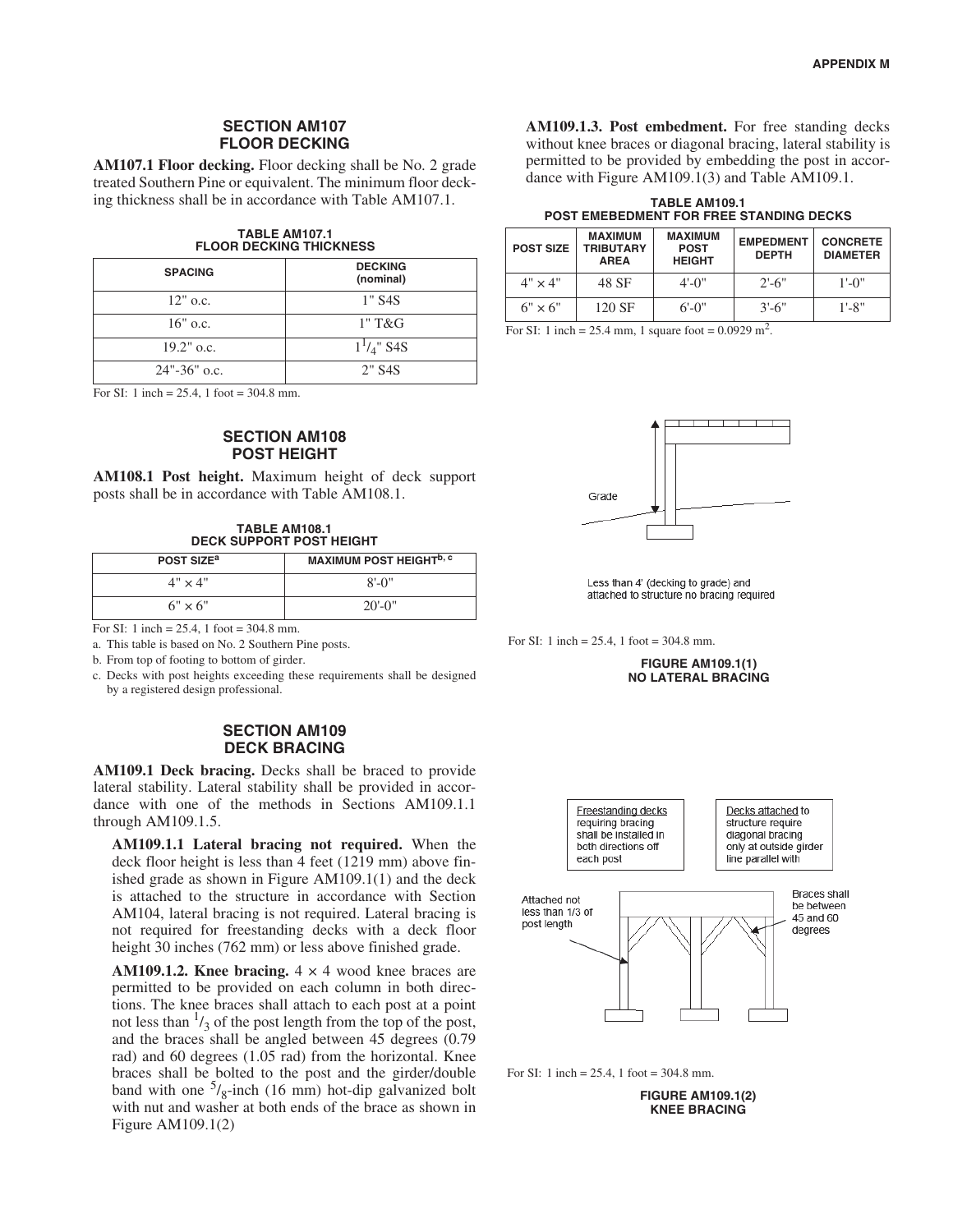## SECTION AM107 FLOOR DECKING

**AM107.1 Floor decking.** Floor decking shall be No. 2 grade treated Southern Pine or equivalent. The minimum floor decking thickness shall be in accordance with Table AM107.1.

**TABLE AM107.1 FLOOR DECKING THICKNESS**

| SPACING | DECKING (nominal) |
|---|---|
| 12" o.c. | 1" S4S |
| 16" o.c. | 1" T&G |
| 19.2" o.c. | $1^1/_4$" S4S |
| 24"-36" o.c. | 2" S4S |

For SI: 1 inch = 25.4, 1 foot = 304.8 mm.

## SECTION AM108 POST HEIGHT

**AM108.1 Post height.** Maximum height of deck support posts shall be in accordance with Table AM108.1.

**TABLE AM108.1 DECK SUPPORT POST HEIGHT**

| POST SIZE[a] | MAXIMUM POST HEIGHT[b, c] |
|---|---|
| 4" × 4" | 8'-0" |
| 6" × 6" | 20'-0" |

For SI: 1 inch = 25.4, 1 foot = 304.8 mm.

a. This table is based on No. 2 Southern Pine posts.

b. From top of footing to bottom of girder.

c. Decks with post heights exceeding these requirements shall be designed by a registered design professional.

## SECTION AM109 DECK BRACING

**AM109.1 Deck bracing.** Decks shall be braced to provide lateral stability. Lateral stability shall be provided in accordance with one of the methods in Sections AM109.1.1 through AM109.1.5.

**AM109.1.1 Lateral bracing not required.** When the deck floor height is less than 4 feet (1219 mm) above finished grade as shown in Figure AM109.1(1) and the deck is attached to the structure in accordance with Section AM104, lateral bracing is not required. Lateral bracing is not required for freestanding decks with a deck floor height 30 inches (762 mm) or less above finished grade.

**AM109.1.2. Knee bracing.** 4 × 4 wood knee braces are permitted to be provided on each column in both directions. The knee braces shall attach to each post at a point not less than $^1/_3$ of the post length from the top of the post, and the braces shall be angled between 45 degrees (0.79 rad) and 60 degrees (1.05 rad) from the horizontal. Knee braces shall be bolted to the post and the girder/double band with one $^5/_8$-inch (16 mm) hot-dip galvanized bolt with nut and washer at both ends of the brace as shown in Figure AM109.1(2)

**AM109.1.3. Post embedment.** For free standing decks without knee braces or diagonal bracing, lateral stability is permitted to be provided by embedding the post in accordance with Figure AM109.1(3) and Table AM109.1.

**TABLE AM109.1 POST EMEBEDMENT FOR FREE STANDING DECKS**

| POST SIZE | MAXIMUM TRIBUTARY AREA | MAXIMUM POST HEIGHT | EMPEDMENT DEPTH | CONCRETE DIAMETER |
|---|---|---|---|---|
| 4" × 4" | 48 SF | 4'-0" | 2'-6" | 1'-0" |
| 6" × 6" | 120 SF | 6'-0" | 3'-6" | 1'-8" |

For SI: 1 inch = 25.4 mm, 1 square foot = 0.0929 m$^2$.

Grade

Less than 4' (decking to grade) and attached to structure no bracing required

For SI: 1 inch = 25.4, 1 foot = 304.8 mm.

**FIGURE AM109.1(1) NO LATERAL BRACING**

Freestanding decks requiring bracing shall be installed in both directions off each post

Decks attached to structure require diagonal bracing only at outside girder line parallel with

Attached not less than 1/3 of post length

Braces shall be between 45 and 60 degrees

For SI: 1 inch = 25.4, 1 foot = 304.8 mm.

**FIGURE AM109.1(2) KNEE BRACING**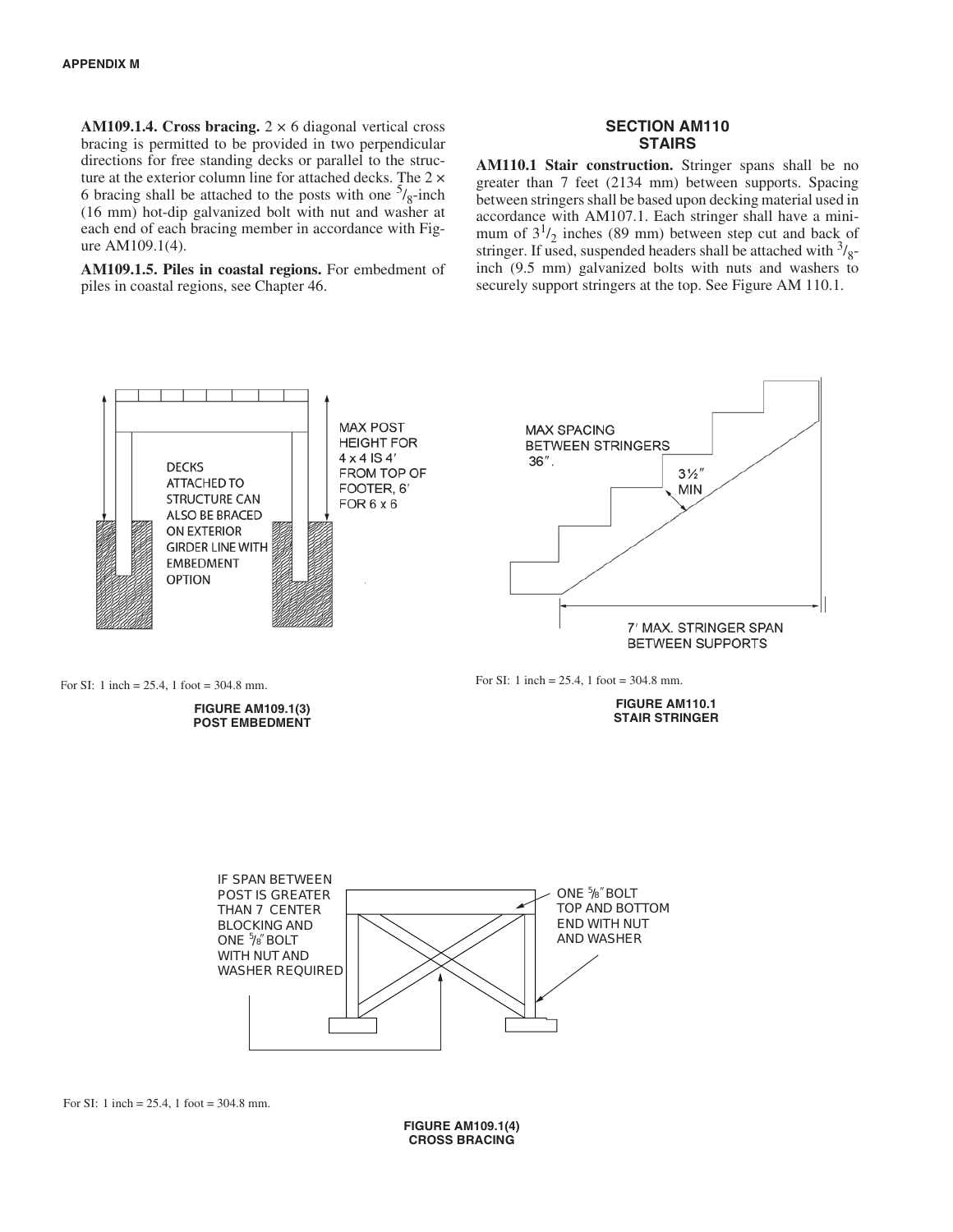**AM109.1.4. Cross bracing.** 2 × 6 diagonal vertical cross bracing is permitted to be provided in two perpendicular directions for free standing decks or parallel to the structure at the exterior column line for attached decks. The 2 × 6 bracing shall be attached to the posts with one $^5/_8$-inch (16 mm) hot-dip galvanized bolt with nut and washer at each end of each bracing member in accordance with Figure AM109.1(4).

**AM109.1.5. Piles in coastal regions.** For embedment of piles in coastal regions, see Chapter 46.

## SECTION AM110 STAIRS

**AM110.1 Stair construction.** Stringer spans shall be no greater than 7 feet (2134 mm) between supports. Spacing between stringers shall be based upon decking material used in accordance with AM107.1. Each stringer shall have a minimum of $3^1/_2$ inches (89 mm) between step cut and back of stringer. If used, suspended headers shall be attached with $^3/_8$-inch (9.5 mm) galvanized bolts with nuts and washers to securely support stringers at the top. See Figure AM 110.1.

DECKS ATTACHED TO STRUCTURE CAN ALSO BE BRACED ON EXTERIOR GIRDER LINE WITH EMBEDMENT OPTION

MAX POST HEIGHT FOR 4 x 4 IS 4′ FROM TOP OF FOOTER, 6′ FOR 6 x 6

For SI: 1 inch = 25.4, 1 foot = 304.8 mm.

**FIGURE AM109.1(3) POST EMBEDMENT**

MAX SPACING BETWEEN STRINGERS 36″.

3½″ MIN

7′ MAX. STRINGER SPAN BETWEEN SUPPORTS

For SI: 1 inch = 25.4, 1 foot = 304.8 mm.

**FIGURE AM110.1 STAIR STRINGER**

IF SPAN BETWEEN POST IS GREATER THAN 7 CENTER BLOCKING AND ONE ⅝″ BOLT WITH NUT AND WASHER REQUIRED

ONE ⅝″ BOLT TOP AND BOTTOM END WITH NUT AND WASHER

For SI: 1 inch = 25.4, 1 foot = 304.8 mm.

**FIGURE AM109.1(4) CROSS BRACING**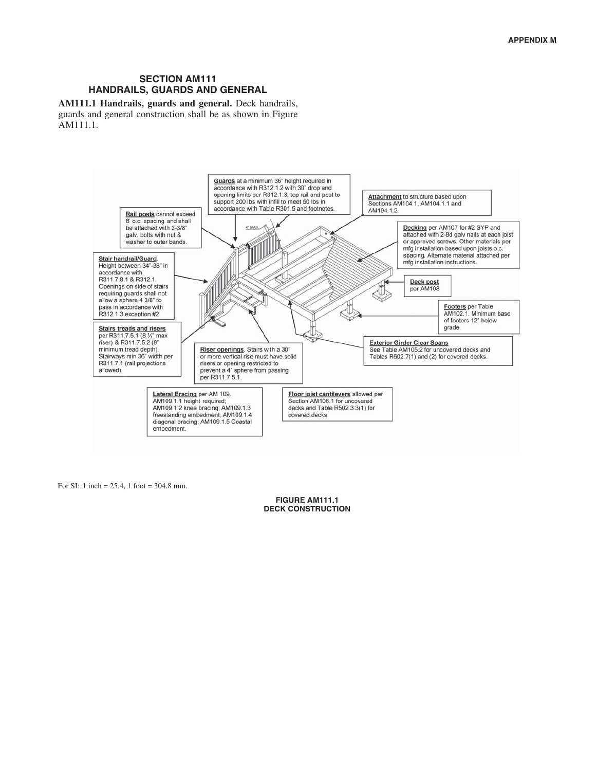## SECTION AM111
## HANDRAILS, GUARDS AND GENERAL

**AM111.1 Handrails, guards and general.** Deck handrails, guards and general construction shall be as shown in Figure AM111.1.

**Guards** at a minimum 36" height required in accordance with R312.1.2 with 30" drop and opening limits per R312.1.3, top rail and post to support 200 lbs with infill to meet 50 lbs in accordance with Table R301.5 and footnotes.

**Attachment** to structure based upon Sections AM104.1, AM104.1.1 and AM104.1.2.

**Rail posts** cannot exceed 8' o.c. spacing and shall be attached with 2-3/8" galv. bolts with nut & washer to outer bands.

4" MAX.

**Decking** per AM107 for #2 SYP and attached with 2-8d galv nails at each joist or approved screws. Other materials per mfg installation based upon joists o.c. spacing. Alternate material attached per mfg installation instructions.

**Stair handrail/Guard.** Height between 34"-38" in accordance with R311.7.8.1 & R312.1. Openings on side of stairs requiring guards shall not allow a sphere 4 3/8" to pass in accordance with R312.1.3 exception #2.

**Deck post** per AM108

**Footers** per Table AM102.1. Minimum base of footers 12" below grade.

**Stairs treads and risers** per R311.7.5.1 (8 ¼" max riser) & R311.7.5.2 (9" minimum tread depth). Stairways min 36" width per R311.7.1 (rail projections allowed).

**Riser openings.** Stairs with a 30" or more vertical rise must have solid risers or opening restricted to prevent a 4" sphere from passing per R311.7.5.1.

**Exterior Girder Clear Spans** See Table AM105.2 for uncovered decks and Tables R602.7(1) and (2) for covered decks.

**Lateral Bracing** per AM 109. AM109.1.1 height required; AM109.1.2 knee bracing; AM109.1.3 freestanding embedment; AM109.1.4 diagonal bracing; AM109.1.5 Coastal embedment.

**Floor joist cantilevers** allowed per Section AM106.1 for uncovered decks and Table R502.3.3(1) for covered decks.

For SI: 1 inch = 25.4, 1 foot = 304.8 mm.

**FIGURE AM111.1**
**DECK CONSTRUCTION**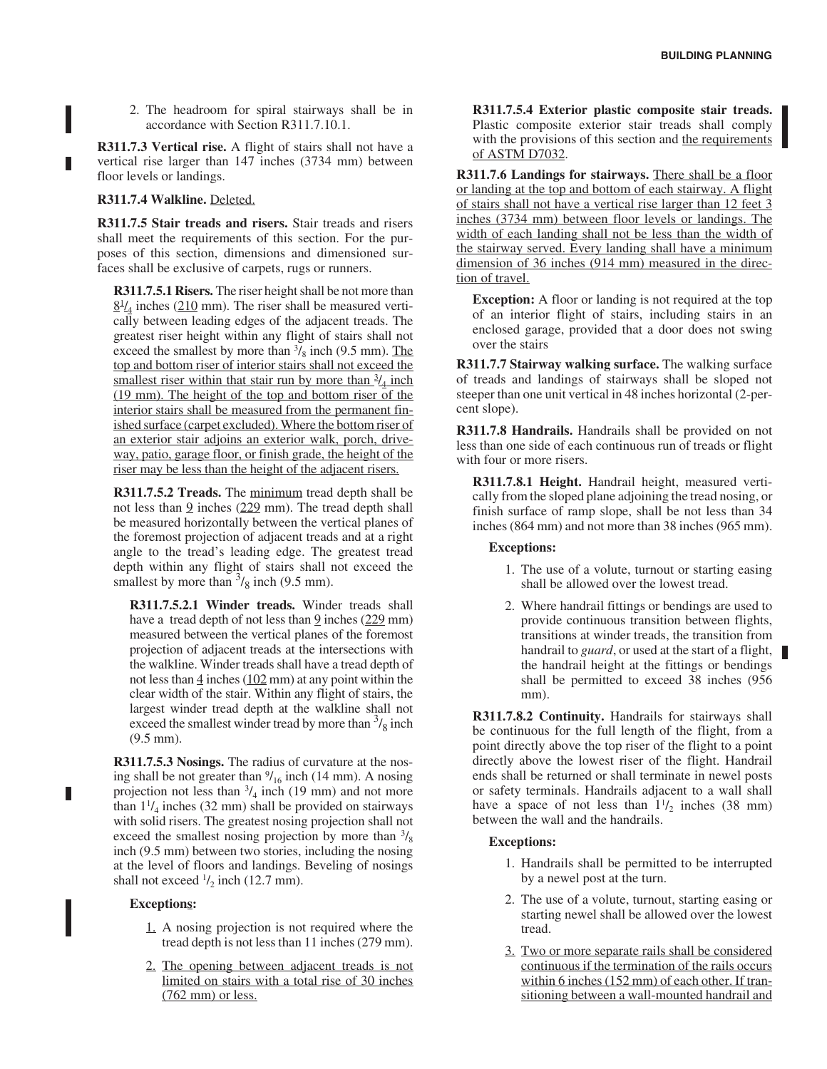2. The headroom for spiral stairways shall be in accordance with Section R311.7.10.1.

**R311.7.3 Vertical rise.** A flight of stairs shall not have a vertical rise larger than 147 inches (3734 mm) between floor levels or landings.

**R311.7.4 Walkline.** Deleted.

**R311.7.5 Stair treads and risers.** Stair treads and risers shall meet the requirements of this section. For the purposes of this section, dimensions and dimensioned surfaces shall be exclusive of carpets, rugs or runners.

**R311.7.5.1 Risers.** The riser height shall be not more than $8^1/_4$ inches (210 mm). The riser shall be measured vertically between leading edges of the adjacent treads. The greatest riser height within any flight of stairs shall not exceed the smallest by more than $^3/_8$ inch (9.5 mm). The top and bottom riser of interior stairs shall not exceed the smallest riser within that stair run by more than $^3/_4$ inch (19 mm). The height of the top and bottom riser of the interior stairs shall be measured from the permanent finished surface (carpet excluded). Where the bottom riser of an exterior stair adjoins an exterior walk, porch, driveway, patio, garage floor, or finish grade, the height of the riser may be less than the height of the adjacent risers.

**R311.7.5.2 Treads.** The minimum tread depth shall be not less than 9 inches (229 mm). The tread depth shall be measured horizontally between the vertical planes of the foremost projection of adjacent treads and at a right angle to the tread's leading edge. The greatest tread depth within any flight of stairs shall not exceed the smallest by more than $^3/_8$ inch (9.5 mm).

**R311.7.5.2.1 Winder treads.** Winder treads shall have a tread depth of not less than 9 inches (229 mm) measured between the vertical planes of the foremost projection of adjacent treads at the intersections with the walkline. Winder treads shall have a tread depth of not less than 4 inches (102 mm) at any point within the clear width of the stair. Within any flight of stairs, the largest winder tread depth at the walkline shall not exceed the smallest winder tread by more than $^3/_8$ inch (9.5 mm).

**R311.7.5.3 Nosings.** The radius of curvature at the nosing shall be not greater than $^9/_{16}$ inch (14 mm). A nosing projection not less than $^3/_4$ inch (19 mm) and not more than $1^1/_4$ inches (32 mm) shall be provided on stairways with solid risers. The greatest nosing projection shall not exceed the smallest nosing projection by more than $^3/_8$ inch (9.5 mm) between two stories, including the nosing at the level of floors and landings. Beveling of nosings shall not exceed $^1/_2$ inch (12.7 mm).

**Exceptions:**

1. A nosing projection is not required where the tread depth is not less than 11 inches (279 mm).
2. The opening between adjacent treads is not limited on stairs with a total rise of 30 inches (762 mm) or less.

**R311.7.5.4 Exterior plastic composite stair treads.** Plastic composite exterior stair treads shall comply with the provisions of this section and the requirements of ASTM D7032.

**R311.7.6 Landings for stairways.** There shall be a floor or landing at the top and bottom of each stairway. A flight of stairs shall not have a vertical rise larger than 12 feet 3 inches (3734 mm) between floor levels or landings. The width of each landing shall not be less than the width of the stairway served. Every landing shall have a minimum dimension of 36 inches (914 mm) measured in the direction of travel.

**Exception:** A floor or landing is not required at the top of an interior flight of stairs, including stairs in an enclosed garage, provided that a door does not swing over the stairs

**R311.7.7 Stairway walking surface.** The walking surface of treads and landings of stairways shall be sloped not steeper than one unit vertical in 48 inches horizontal (2-percent slope).

**R311.7.8 Handrails.** Handrails shall be provided on not less than one side of each continuous run of treads or flight with four or more risers.

**R311.7.8.1 Height.** Handrail height, measured vertically from the sloped plane adjoining the tread nosing, or finish surface of ramp slope, shall be not less than 34 inches (864 mm) and not more than 38 inches (965 mm).

**Exceptions:**

1. The use of a volute, turnout or starting easing shall be allowed over the lowest tread.
2. Where handrail fittings or bendings are used to provide continuous transition between flights, transitions at winder treads, the transition from handrail to *guard*, or used at the start of a flight, the handrail height at the fittings or bendings shall be permitted to exceed 38 inches (956 mm).

**R311.7.8.2 Continuity.** Handrails for stairways shall be continuous for the full length of the flight, from a point directly above the top riser of the flight to a point directly above the lowest riser of the flight. Handrail ends shall be returned or shall terminate in newel posts or safety terminals. Handrails adjacent to a wall shall have a space of not less than $1^1/_2$ inches (38 mm) between the wall and the handrails.

**Exceptions:**

1. Handrails shall be permitted to be interrupted by a newel post at the turn.
2. The use of a volute, turnout, starting easing or starting newel shall be allowed over the lowest tread.
3. Two or more separate rails shall be considered continuous if the termination of the rails occurs within 6 inches (152 mm) of each other. If transitioning between a wall-mounted handrail and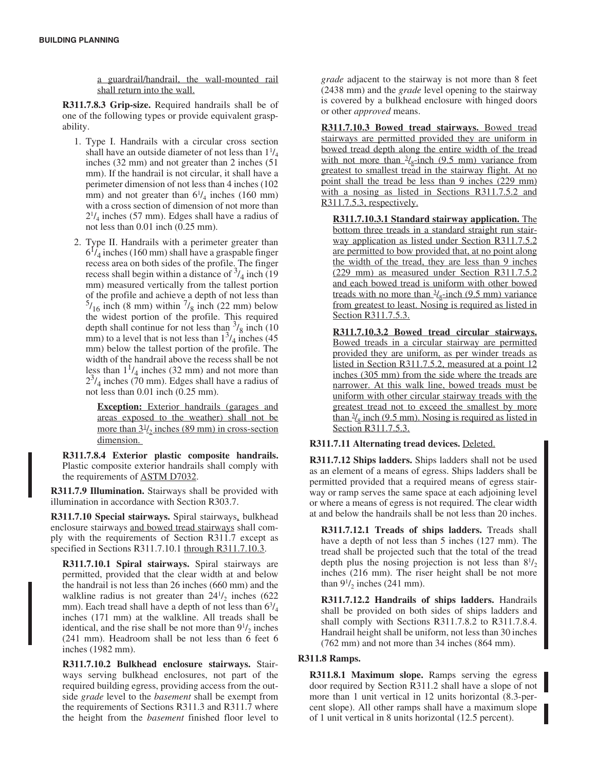a guardrail/handrail, the wall-mounted rail shall return into the wall.

**R311.7.8.3 Grip-size.** Required handrails shall be of one of the following types or provide equivalent graspability.

1. Type I. Handrails with a circular cross section shall have an outside diameter of not less than $1^1/_4$ inches (32 mm) and not greater than 2 inches (51 mm). If the handrail is not circular, it shall have a perimeter dimension of not less than 4 inches (102 mm) and not greater than $6^1/_4$ inches (160 mm) with a cross section of dimension of not more than $2^1/_4$ inches (57 mm). Edges shall have a radius of not less than 0.01 inch (0.25 mm).

2. Type II. Handrails with a perimeter greater than $6^1/_4$ inches (160 mm) shall have a graspable finger recess area on both sides of the profile. The finger recess shall begin within a distance of $^3/_4$ inch (19 mm) measured vertically from the tallest portion of the profile and achieve a depth of not less than $^5/_{16}$ inch (8 mm) within $^7/_8$ inch (22 mm) below the widest portion of the profile. This required depth shall continue for not less than $^3/_8$ inch (10 mm) to a level that is not less than $1^3/_4$ inches (45 mm) below the tallest portion of the profile. The width of the handrail above the recess shall be not less than $1^1/_4$ inches (32 mm) and not more than $2^3/_4$ inches (70 mm). Edges shall have a radius of not less than 0.01 inch (0.25 mm).

   **Exception:** Exterior handrails (garages and areas exposed to the weather) shall not be more than $3^1/_2$ inches (89 mm) in cross-section dimension.

**R311.7.8.4 Exterior plastic composite handrails.** Plastic composite exterior handrails shall comply with the requirements of ASTM D7032.

**R311.7.9 Illumination.** Stairways shall be provided with illumination in accordance with Section R303.7.

**R311.7.10 Special stairways.** Spiral stairways, bulkhead enclosure stairways and bowed tread stairways shall comply with the requirements of Section R311.7 except as specified in Sections R311.7.10.1 through R311.7.10.3.

**R311.7.10.1 Spiral stairways.** Spiral stairways are permitted, provided that the clear width at and below the handrail is not less than 26 inches (660 mm) and the walkline radius is not greater than $24^1/_2$ inches (622 mm). Each tread shall have a depth of not less than $6^3/_4$ inches (171 mm) at the walkline. All treads shall be identical, and the rise shall be not more than $9^1/_2$ inches (241 mm). Headroom shall be not less than 6 feet 6 inches (1982 mm).

**R311.7.10.2 Bulkhead enclosure stairways.** Stairways serving bulkhead enclosures, not part of the required building egress, providing access from the outside *grade* level to the *basement* shall be exempt from the requirements of Sections R311.3 and R311.7 where the height from the *basement* finished floor level to *grade* adjacent to the stairway is not more than 8 feet (2438 mm) and the *grade* level opening to the stairway is covered by a bulkhead enclosure with hinged doors or other *approved* means.

**R311.7.10.3 Bowed tread stairways.** Bowed tread stairways are permitted provided they are uniform in bowed tread depth along the entire width of the tread with not more than $^3/_8$-inch (9.5 mm) variance from greatest to smallest tread in the stairway flight. At no point shall the tread be less than 9 inches (229 mm) with a nosing as listed in Sections R311.7.5.2 and R311.7.5.3, respectively.

**R311.7.10.3.1 Standard stairway application.** The bottom three treads in a standard straight run stairway application as listed under Section R311.7.5.2 are permitted to bow provided that, at no point along the width of the tread, they are less than 9 inches (229 mm) as measured under Section R311.7.5.2 and each bowed tread is uniform with other bowed treads with no more than $^3/_8$-inch (9.5 mm) variance from greatest to least. Nosing is required as listed in Section R311.7.5.3.

**R311.7.10.3.2 Bowed tread circular stairways.** Bowed treads in a circular stairway are permitted provided they are uniform, as per winder treads as listed in Section R311.7.5.2, measured at a point 12 inches (305 mm) from the side where the treads are narrower. At this walk line, bowed treads must be uniform with other circular stairway treads with the greatest tread not to exceed the smallest by more than $^3/_8$ inch (9.5 mm). Nosing is required as listed in Section R311.7.5.3.

**R311.7.11 Alternating tread devices.** Deleted.

**R311.7.12 Ships ladders.** Ships ladders shall not be used as an element of a means of egress. Ships ladders shall be permitted provided that a required means of egress stairway or ramp serves the same space at each adjoining level or where a means of egress is not required. The clear width at and below the handrails shall be not less than 20 inches.

**R311.7.12.1 Treads of ships ladders.** Treads shall have a depth of not less than 5 inches (127 mm). The tread shall be projected such that the total of the tread depth plus the nosing projection is not less than $8^1/_2$ inches (216 mm). The riser height shall be not more than $9^1/_2$ inches (241 mm).

**R311.7.12.2 Handrails of ships ladders.** Handrails shall be provided on both sides of ships ladders and shall comply with Sections R311.7.8.2 to R311.7.8.4. Handrail height shall be uniform, not less than 30 inches (762 mm) and not more than 34 inches (864 mm).

**R311.8 Ramps.**

**R311.8.1 Maximum slope.** Ramps serving the egress door required by Section R311.2 shall have a slope of not more than 1 unit vertical in 12 units horizontal (8.3-percent slope). All other ramps shall have a maximum slope of 1 unit vertical in 8 units horizontal (12.5 percent).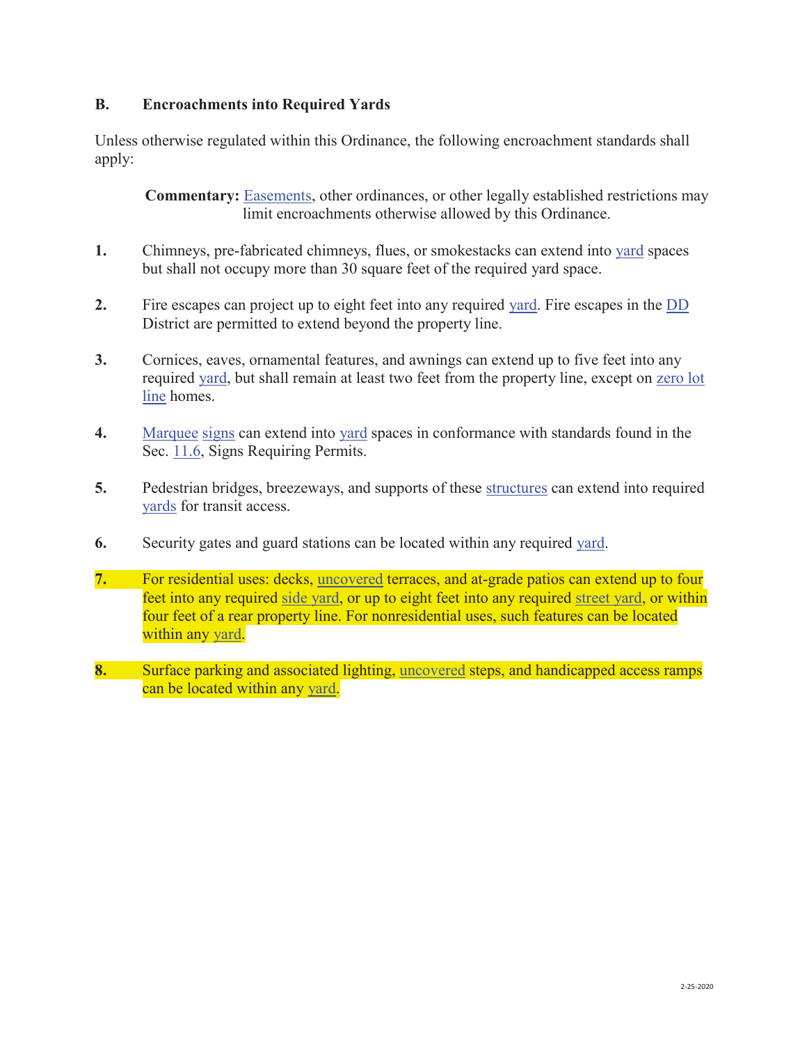### B. Encroachments into Required Yards

Unless otherwise regulated within this Ordinance, the following encroachment standards shall apply:

> **Commentary:** Easements, other ordinances, or other legally established restrictions may limit encroachments otherwise allowed by this Ordinance.

1. Chimneys, pre-fabricated chimneys, flues, or smokestacks can extend into yard spaces but shall not occupy more than 30 square feet of the required yard space.

2. Fire escapes can project up to eight feet into any required yard. Fire escapes in the DD District are permitted to extend beyond the property line.

3. Cornices, eaves, ornamental features, and awnings can extend up to five feet into any required yard, but shall remain at least two feet from the property line, except on zero lot line homes.

4. Marquee signs can extend into yard spaces in conformance with standards found in the Sec. 11.6, Signs Requiring Permits.

5. Pedestrian bridges, breezeways, and supports of these structures can extend into required yards for transit access.

6. Security gates and guard stations can be located within any required yard.

7. For residential uses: decks, uncovered terraces, and at-grade patios can extend up to four feet into any required side yard, or up to eight feet into any required street yard, or within four feet of a rear property line. For nonresidential uses, such features can be located within any yard.

8. Surface parking and associated lighting, uncovered steps, and handicapped access ramps can be located within any yard.